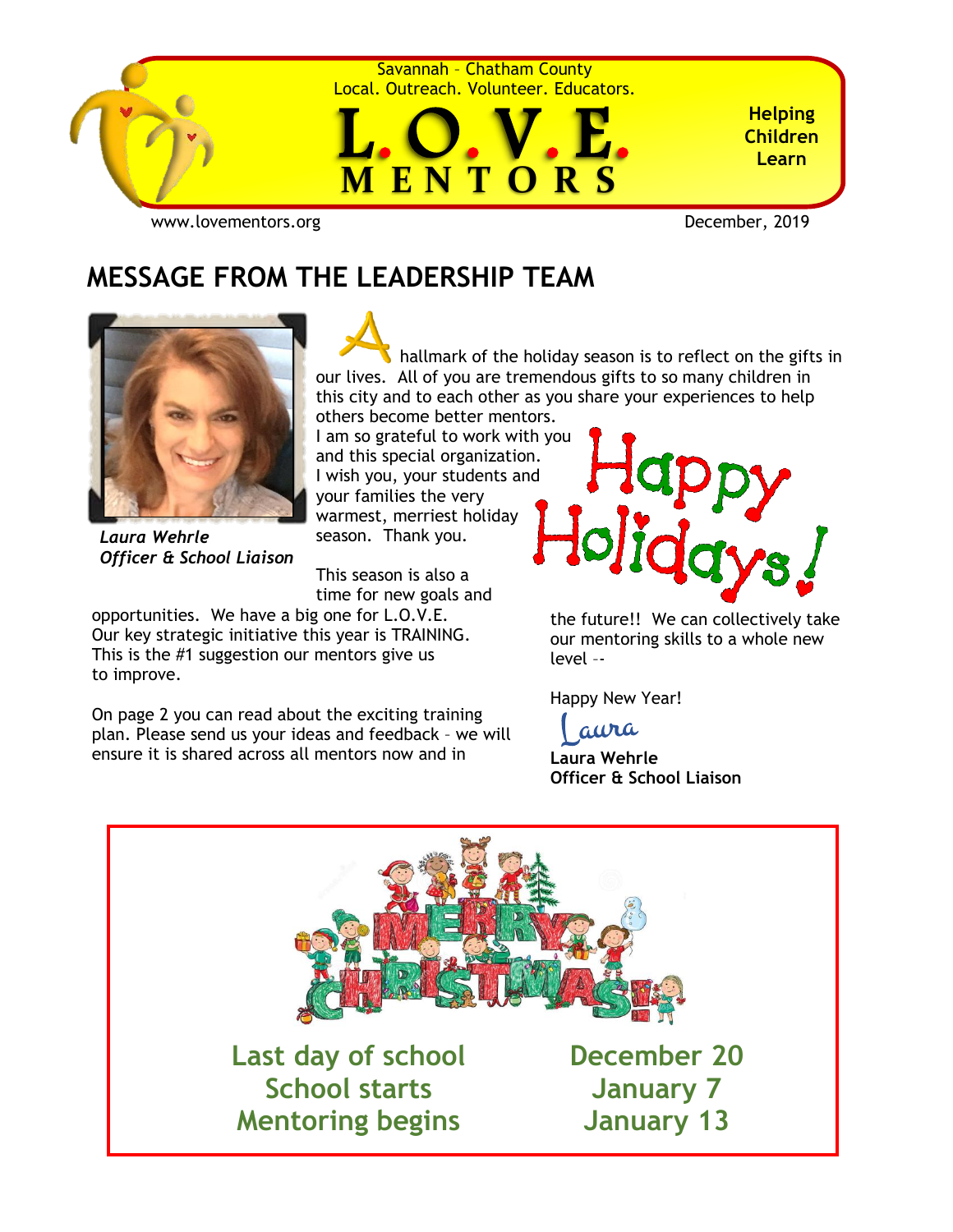Savannah – Chatham County
Local. Outreach. Volunteer. Educators.

# L.O.V.E. MENTORS

**Helping Children Learn**

www.lovementors.org

December, 2019

## MESSAGE FROM THE LEADERSHIP TEAM

*Laura Wehrle*
*Officer & School Liaison*

A hallmark of the holiday season is to reflect on the gifts in our lives. All of you are tremendous gifts to so many children in this city and to each other as you share your experiences to help others become better mentors. I am so grateful to work with you and this special organization. I wish you, your students and your families the very warmest, merriest holiday season. Thank you.

Happy Holidays!

This season is also a time for new goals and opportunities. We have a big one for L.O.V.E. Our key strategic initiative this year is TRAINING. This is the #1 suggestion our mentors give us to improve.

On page 2 you can read about the exciting training plan. Please send us your ideas and feedback – we will ensure it is shared across all mentors now and in the future!! We can collectively take our mentoring skills to a whole new level --

Happy New Year!

Laura

**Laura Wehrle**
**Officer & School Liaison**

MERRY CHRISTMAS!

| | |
|---|---|
| Last day of school | December 20 |
| School starts | January 7 |
| Mentoring begins | January 13 |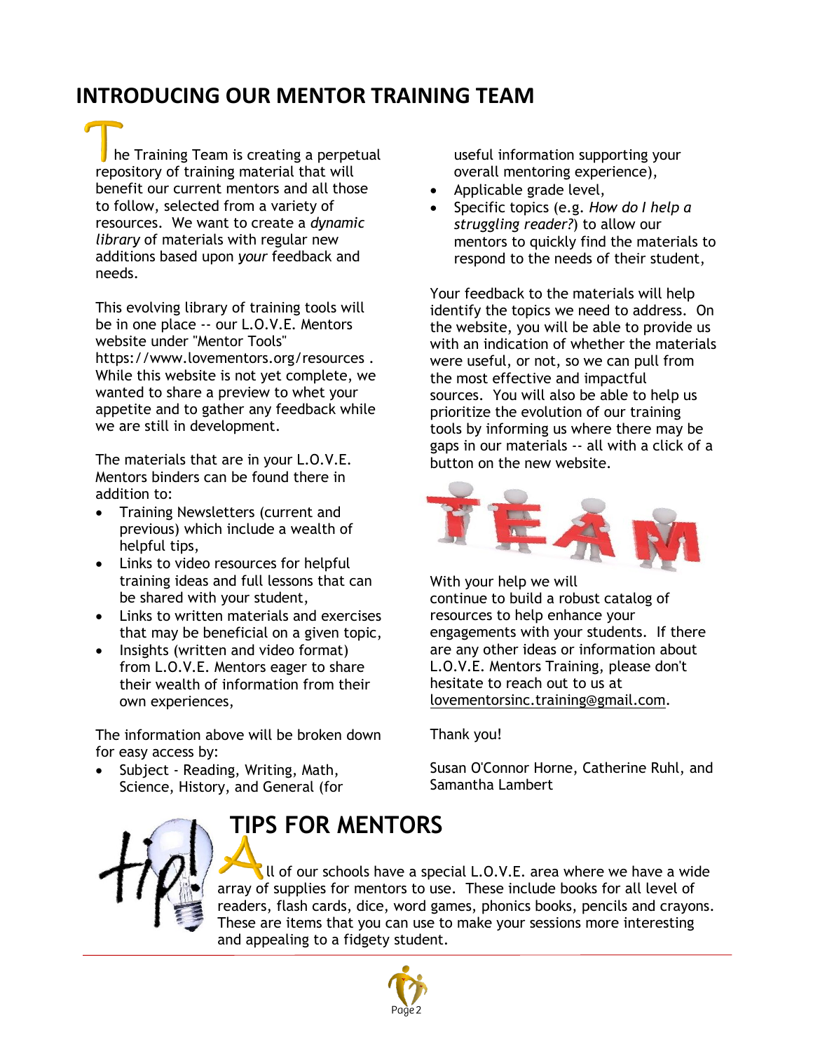## INTRODUCING OUR MENTOR TRAINING TEAM

The Training Team is creating a perpetual repository of training material that will benefit our current mentors and all those to follow, selected from a variety of resources. We want to create a *dynamic library* of materials with regular new additions based upon *your* feedback and needs.

This evolving library of training tools will be in one place -- our L.O.V.E. Mentors website under "Mentor Tools" https://www.lovementors.org/resources . While this website is not yet complete, we wanted to share a preview to whet your appetite and to gather any feedback while we are still in development.

The materials that are in your L.O.V.E. Mentors binders can be found there in addition to:

- Training Newsletters (current and previous) which include a wealth of helpful tips,
- Links to video resources for helpful training ideas and full lessons that can be shared with your student,
- Links to written materials and exercises that may be beneficial on a given topic,
- Insights (written and video format) from L.O.V.E. Mentors eager to share their wealth of information from their own experiences,

The information above will be broken down for easy access by:

- Subject - Reading, Writing, Math, Science, History, and General (for useful information supporting your overall mentoring experience),
- Applicable grade level,
- Specific topics (e.g. *How do I help a struggling reader?*) to allow our mentors to quickly find the materials to respond to the needs of their student,

Your feedback to the materials will help identify the topics we need to address. On the website, you will be able to provide us with an indication of whether the materials were useful, or not, so we can pull from the most effective and impactful sources. You will also be able to help us prioritize the evolution of our training tools by informing us where there may be gaps in our materials -- all with a click of a button on the new website.

With your help we will continue to build a robust catalog of resources to help enhance your engagements with your students. If there are any other ideas or information about L.O.V.E. Mentors Training, please don't hesitate to reach out to us at lovementorsinc.training@gmail.com.

Thank you!

Susan O'Connor Horne, Catherine Ruhl, and Samantha Lambert

## TIPS FOR MENTORS

All of our schools have a special L.O.V.E. area where we have a wide array of supplies for mentors to use. These include books for all level of readers, flash cards, dice, word games, phonics books, pencils and crayons. These are items that you can use to make your sessions more interesting and appealing to a fidgety student.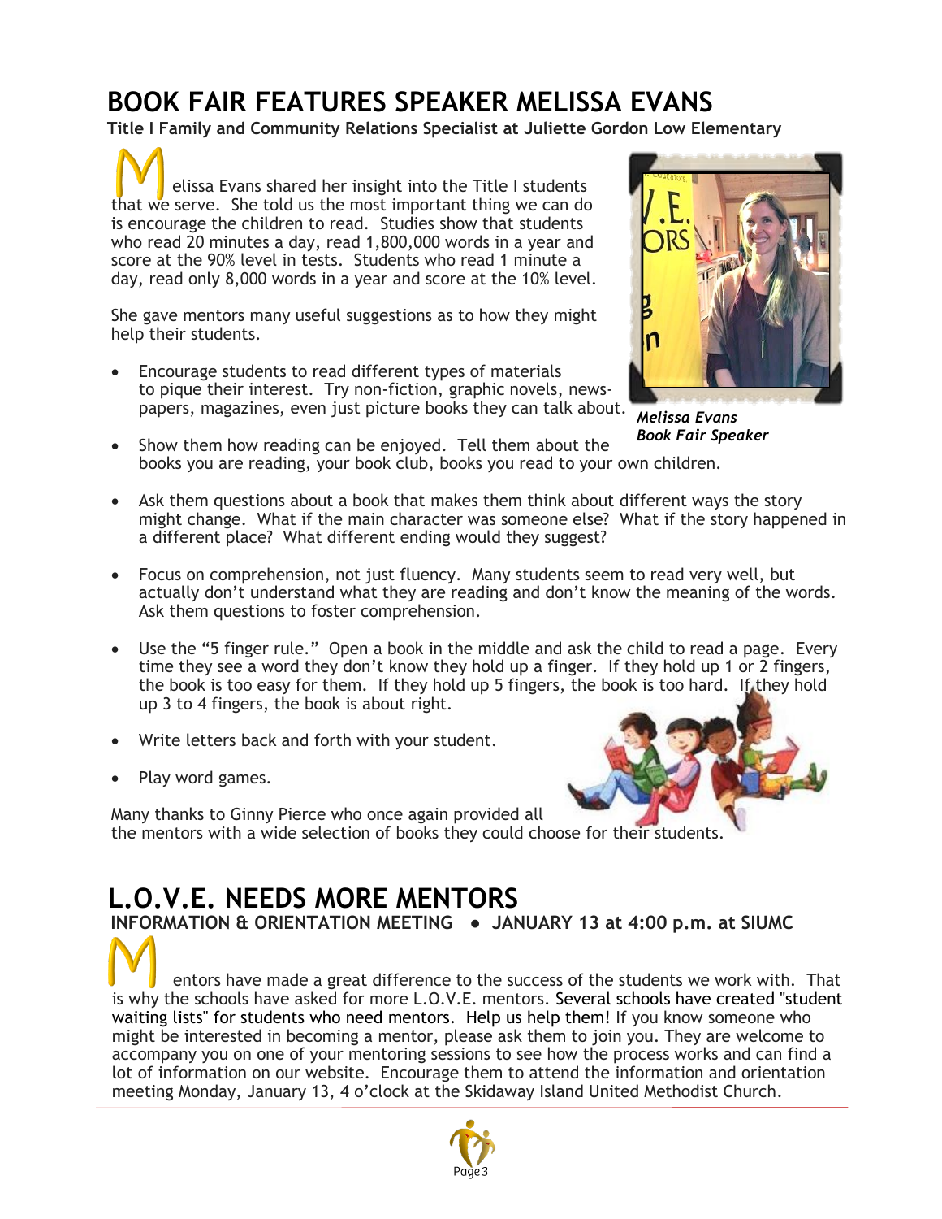# BOOK FAIR FEATURES SPEAKER MELISSA EVANS

**Title I Family and Community Relations Specialist at Juliette Gordon Low Elementary**

Melissa Evans shared her insight into the Title I students that we serve. She told us the most important thing we can do is encourage the children to read. Studies show that students who read 20 minutes a day, read 1,800,000 words in a year and score at the 90% level in tests. Students who read 1 minute a day, read only 8,000 words in a year and score at the 10% level.

She gave mentors many useful suggestions as to how they might help their students.

- Encourage students to read different types of materials to pique their interest. Try non-fiction, graphic novels, newspapers, magazines, even just picture books they can talk about.
- Show them how reading can be enjoyed. Tell them about the books you are reading, your book club, books you read to your own children.
- Ask them questions about a book that makes them think about different ways the story might change. What if the main character was someone else? What if the story happened in a different place? What different ending would they suggest?
- Focus on comprehension, not just fluency. Many students seem to read very well, but actually don't understand what they are reading and don't know the meaning of the words. Ask them questions to foster comprehension.
- Use the "5 finger rule." Open a book in the middle and ask the child to read a page. Every time they see a word they don't know they hold up a finger. If they hold up 1 or 2 fingers, the book is too easy for them. If they hold up 5 fingers, the book is too hard. If they hold up 3 to 4 fingers, the book is about right.
- Write letters back and forth with your student.
- Play word games.

*Melissa Evans*
*Book Fair Speaker*

Many thanks to Ginny Pierce who once again provided all the mentors with a wide selection of books they could choose for their students.

# L.O.V.E. NEEDS MORE MENTORS

**INFORMATION & ORIENTATION MEETING ● JANUARY 13 at 4:00 p.m. at SIUMC**

Mentors have made a great difference to the success of the students we work with. That is why the schools have asked for more L.O.V.E. mentors. Several schools have created "student waiting lists" for students who need mentors. Help us help them! If you know someone who might be interested in becoming a mentor, please ask them to join you. They are welcome to accompany you on one of your mentoring sessions to see how the process works and can find a lot of information on our website. Encourage them to attend the information and orientation meeting Monday, January 13, 4 o'clock at the Skidaway Island United Methodist Church.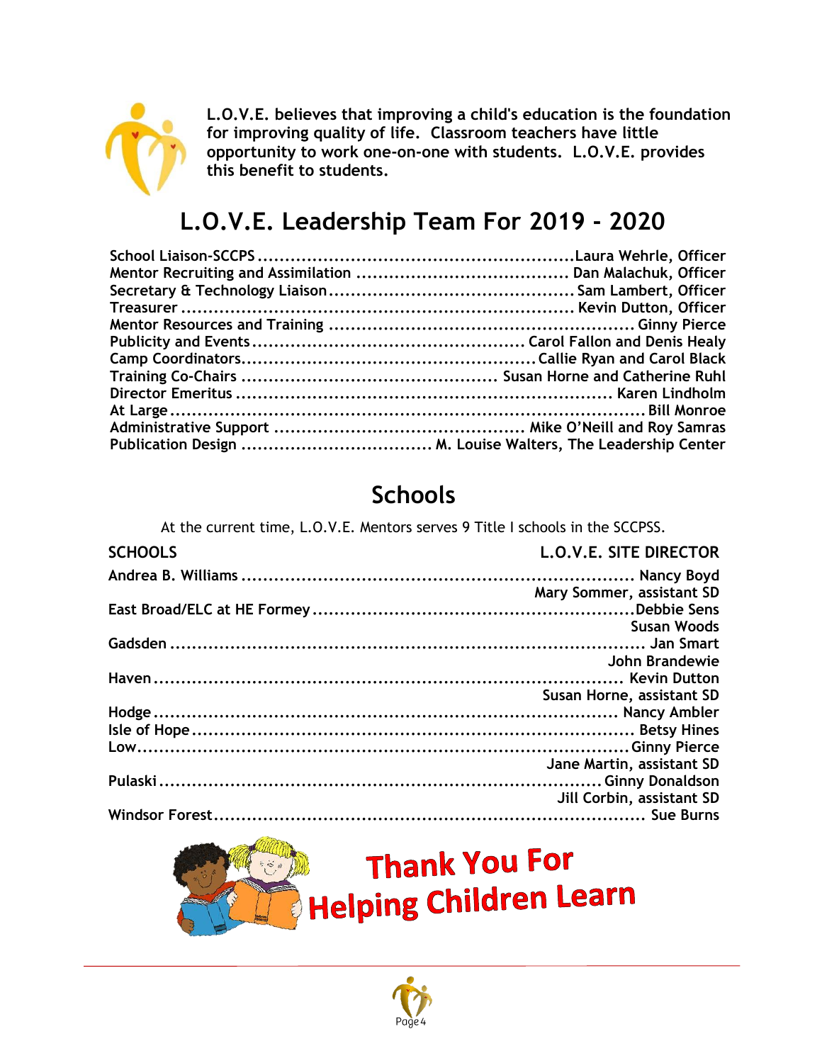**L.O.V.E. believes that improving a child's education is the foundation for improving quality of life. Classroom teachers have little opportunity to work one-on-one with students. L.O.V.E. provides this benefit to students.**

## L.O.V.E. Leadership Team For 2019 - 2020

| | |
|---|---|
| School Liaison-SCCPS | Laura Wehrle, Officer |
| Mentor Recruiting and Assimilation | Dan Malachuk, Officer |
| Secretary & Technology Liaison | Sam Lambert, Officer |
| Treasurer | Kevin Dutton, Officer |
| Mentor Resources and Training | Ginny Pierce |
| Publicity and Events | Carol Fallon and Denis Healy |
| Camp Coordinators | Callie Ryan and Carol Black |
| Training Co-Chairs | Susan Horne and Catherine Ruhl |
| Director Emeritus | Karen Lindholm |
| At Large | Bill Monroe |
| Administrative Support | Mike O'Neill and Roy Samras |
| Publication Design | M. Louise Walters, The Leadership Center |

## Schools

At the current time, L.O.V.E. Mentors serves 9 Title I schools in the SCCPSS.

| SCHOOLS | L.O.V.E. SITE DIRECTOR |
|---|---|
| Andrea B. Williams | Nancy Boyd<br>Mary Sommer, assistant SD |
| East Broad/ELC at HE Formey | Debbie Sens<br>Susan Woods |
| Gadsden | Jan Smart<br>John Brandewie |
| Haven | Kevin Dutton<br>Susan Horne, assistant SD |
| Hodge | Nancy Ambler |
| Isle of Hope | Betsy Hines |
| Low | Ginny Pierce<br>Jane Martin, assistant SD |
| Pulaski | Ginny Donaldson<br>Jill Corbin, assistant SD |
| Windsor Forest | Sue Burns |

**Thank You For Helping Children Learn**